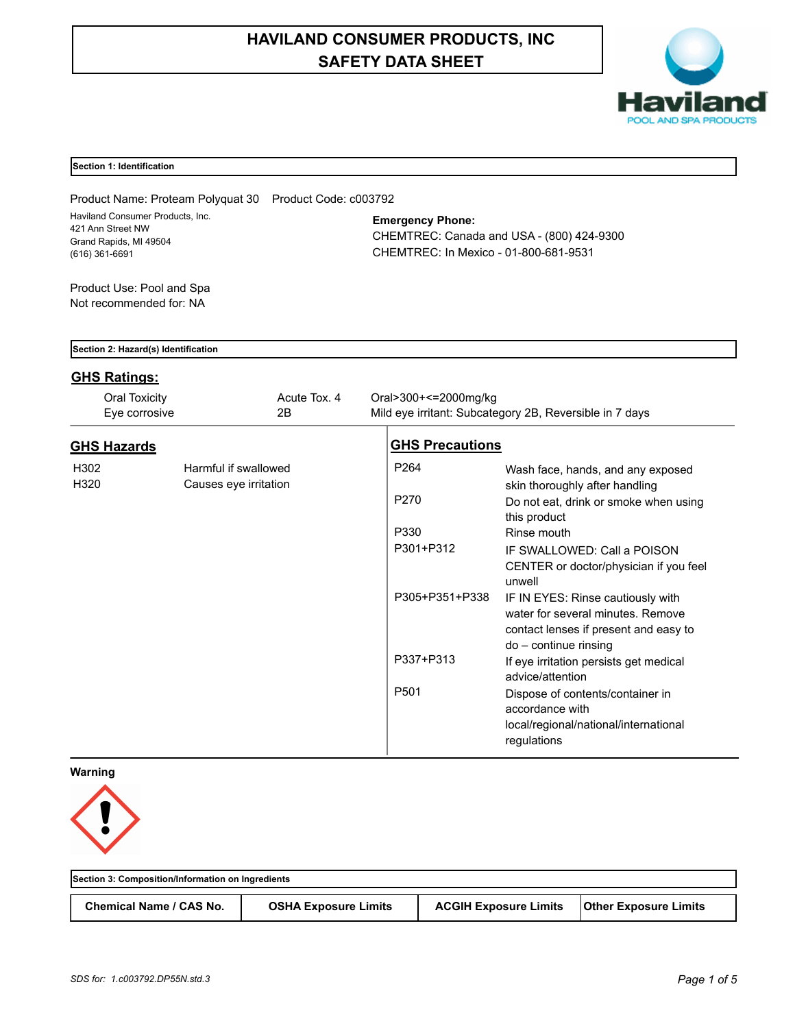# HAVILAND CONSUMER PRODUCTS, INC
# SAFETY DATA SHEET

## Section 1: Identification

Product Name: Proteam Polyquat 30    Product Code: c003792

Haviland Consumer Products, Inc.
421 Ann Street NW
Grand Rapids, MI 49504
(616) 361-6691

**Emergency Phone:**
CHEMTREC: Canada and USA - (800) 424-9300
CHEMTREC: In Mexico - 01-800-681-9531

Product Use: Pool and Spa
Not recommended for: NA

## Section 2: Hazard(s) Identification

### GHS Ratings:

| | | |
|---|---|---|
| Oral Toxicity | Acute Tox. 4 | Oral>300+<=2000mg/kg |
| Eye corrosive | 2B | Mild eye irritant: Subcategory 2B, Reversible in 7 days |

### GHS Hazards

| | |
|---|---|
| H302 | Harmful if swallowed |
| H320 | Causes eye irritation |

### GHS Precautions

| | |
|---|---|
| P264 | Wash face, hands, and any exposed skin thoroughly after handling |
| P270 | Do not eat, drink or smoke when using this product |
| P330 | Rinse mouth |
| P301+P312 | IF SWALLOWED: Call a POISON CENTER or doctor/physician if you feel unwell |
| P305+P351+P338 | IF IN EYES: Rinse cautiously with water for several minutes. Remove contact lenses if present and easy to do – continue rinsing |
| P337+P313 | If eye irritation persists get medical advice/attention |
| P501 | Dispose of contents/container in accordance with local/regional/national/international regulations |

**Warning**

## Section 3: Composition/Information on Ingredients

| Chemical Name / CAS No. | OSHA Exposure Limits | ACGIH Exposure Limits | Other Exposure Limits |
|---|---|---|---|

*SDS for: 1.c003792.DP55N.std.3*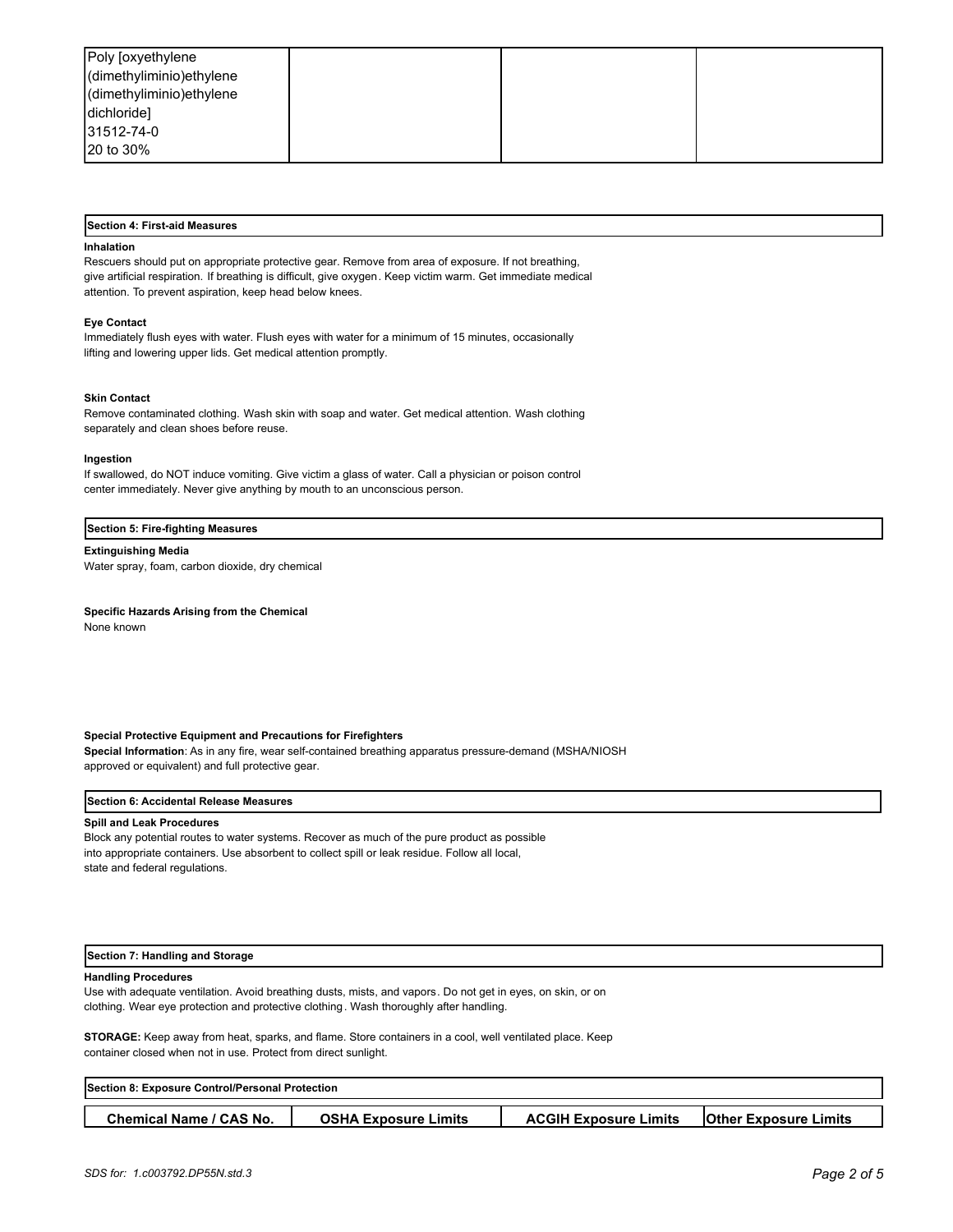| | | | |
|---|---|---|---|
| Poly [oxyethylene (dimethyliminio)ethylene (dimethyliminio)ethylene dichloride] 31512-74-0 20 to 30% | | | |

## Section 4: First-aid Measures

**Inhalation**

Rescuers should put on appropriate protective gear. Remove from area of exposure. If not breathing, give artificial respiration. If breathing is difficult, give oxygen. Keep victim warm. Get immediate medical attention. To prevent aspiration, keep head below knees.

**Eye Contact**

Immediately flush eyes with water. Flush eyes with water for a minimum of 15 minutes, occasionally lifting and lowering upper lids. Get medical attention promptly.

**Skin Contact**

Remove contaminated clothing. Wash skin with soap and water. Get medical attention. Wash clothing separately and clean shoes before reuse.

**Ingestion**

If swallowed, do NOT induce vomiting. Give victim a glass of water. Call a physician or poison control center immediately. Never give anything by mouth to an unconscious person.

## Section 5: Fire-fighting Measures

**Extinguishing Media**

Water spray, foam, carbon dioxide, dry chemical

**Specific Hazards Arising from the Chemical**

None known

**Special Protective Equipment and Precautions for Firefighters**

**Special Information**: As in any fire, wear self-contained breathing apparatus pressure-demand (MSHA/NIOSH approved or equivalent) and full protective gear.

## Section 6: Accidental Release Measures

**Spill and Leak Procedures**

Block any potential routes to water systems. Recover as much of the pure product as possible into appropriate containers. Use absorbent to collect spill or leak residue. Follow all local, state and federal regulations.

## Section 7: Handling and Storage

**Handling Procedures**

Use with adequate ventilation. Avoid breathing dusts, mists, and vapors. Do not get in eyes, on skin, or on clothing. Wear eye protection and protective clothing. Wash thoroughly after handling.

**STORAGE:** Keep away from heat, sparks, and flame. Store containers in a cool, well ventilated place. Keep container closed when not in use. Protect from direct sunlight.

## Section 8: Exposure Control/Personal Protection

| Chemical Name / CAS No. | OSHA Exposure Limits | ACGIH Exposure Limits | Other Exposure Limits |
|---|---|---|---|

*SDS for: 1.c003792.DP55N.std.3*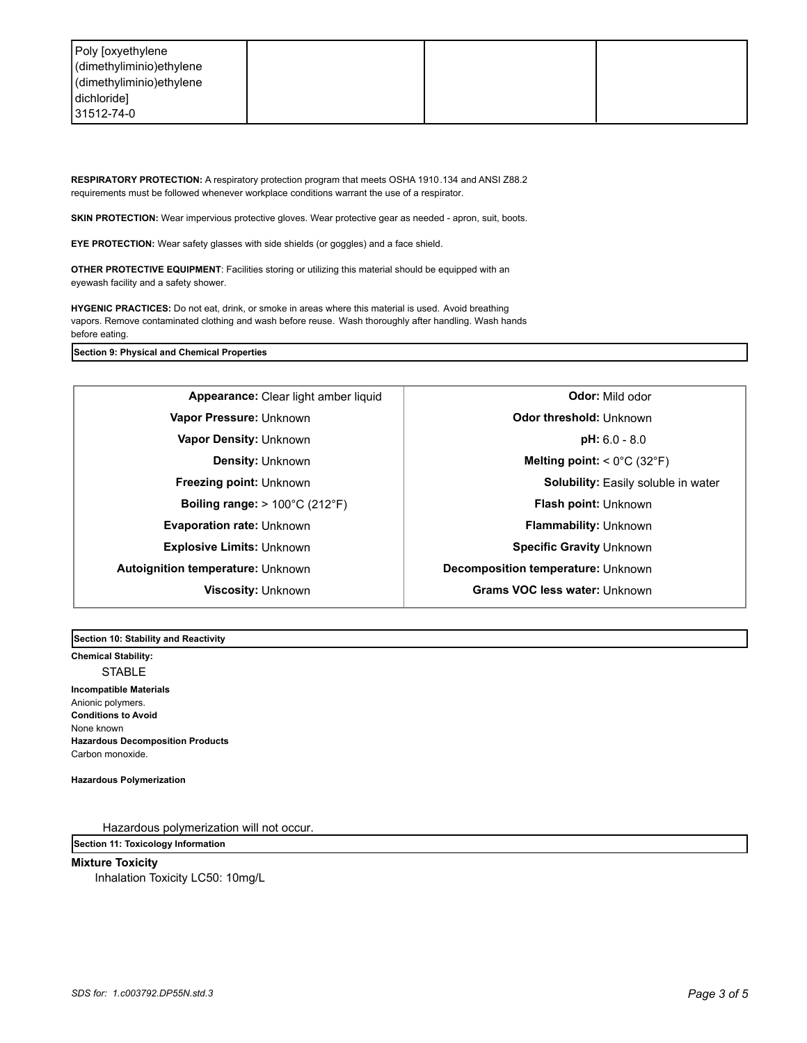| | | | |
|---|---|---|---|
| Poly [oxyethylene (dimethyliminio)ethylene (dimethyliminio)ethylene dichloride] 31512-74-0 | | | |

**RESPIRATORY PROTECTION:** A respiratory protection program that meets OSHA 1910.134 and ANSI Z88.2 requirements must be followed whenever workplace conditions warrant the use of a respirator.

**SKIN PROTECTION:** Wear impervious protective gloves. Wear protective gear as needed - apron, suit, boots.

**EYE PROTECTION:** Wear safety glasses with side shields (or goggles) and a face shield.

**OTHER PROTECTIVE EQUIPMENT**: Facilities storing or utilizing this material should be equipped with an eyewash facility and a safety shower.

**HYGENIC PRACTICES:** Do not eat, drink, or smoke in areas where this material is used. Avoid breathing vapors. Remove contaminated clothing and wash before reuse. Wash thoroughly after handling. Wash hands before eating.

## Section 9: Physical and Chemical Properties

| | |
|---|---|
| **Appearance:** Clear light amber liquid | **Odor:** Mild odor |
| **Vapor Pressure:** Unknown | **Odor threshold:** Unknown |
| **Vapor Density:** Unknown | **pH:** 6.0 - 8.0 |
| **Density:** Unknown | **Melting point:** < 0°C (32°F) |
| **Freezing point:** Unknown | **Solubility:** Easily soluble in water |
| **Boiling range:** > 100°C (212°F) | **Flash point:** Unknown |
| **Evaporation rate:** Unknown | **Flammability:** Unknown |
| **Explosive Limits:** Unknown | **Specific Gravity** Unknown |
| **Autoignition temperature:** Unknown | **Decomposition temperature:** Unknown |
| **Viscosity:** Unknown | **Grams VOC less water:** Unknown |

## Section 10: Stability and Reactivity

**Chemical Stability:**

STABLE

**Incompatible Materials**
Anionic polymers.

**Conditions to Avoid**
None known

**Hazardous Decomposition Products**
Carbon monoxide.

**Hazardous Polymerization**

Hazardous polymerization will not occur.

## Section 11: Toxicology Information

**Mixture Toxicity**

Inhalation Toxicity LC50: 10mg/L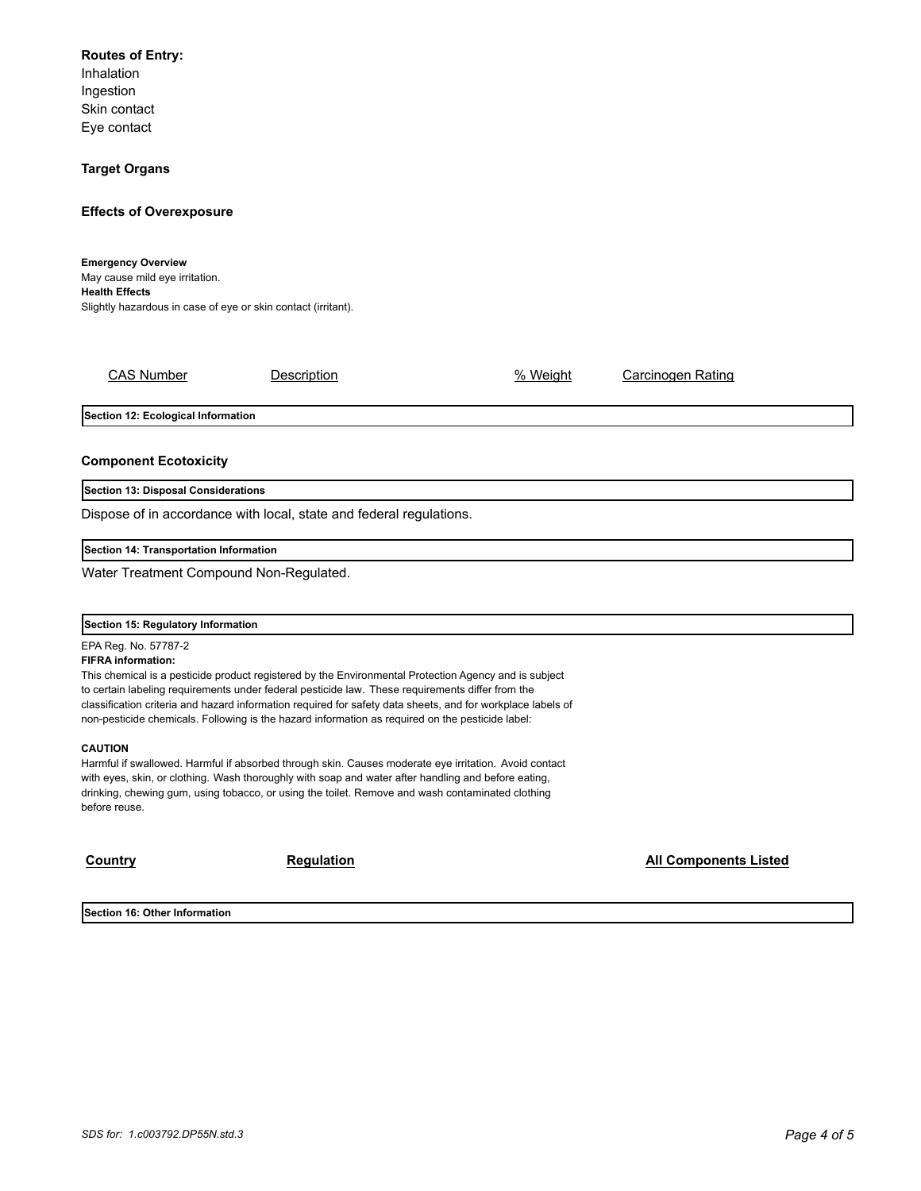**Routes of Entry:**
Inhalation
Ingestion
Skin contact
Eye contact

**Target Organs**

**Effects of Overexposure**

**Emergency Overview**
May cause mild eye irritation.
**Health Effects**
Slightly hazardous in case of eye or skin contact (irritant).

| CAS Number | Description | % Weight | Carcinogen Rating |
| --- | --- | --- | --- |

## Section 12: Ecological Information

**Component Ecotoxicity**

## Section 13: Disposal Considerations

Dispose of in accordance with local, state and federal regulations.

## Section 14: Transportation Information

Water Treatment Compound Non-Regulated.

## Section 15: Regulatory Information

EPA Reg. No. 57787-2
**FIFRA information:**
This chemical is a pesticide product registered by the Environmental Protection Agency and is subject to certain labeling requirements under federal pesticide law. These requirements differ from the classification criteria and hazard information required for safety data sheets, and for workplace labels of non-pesticide chemicals. Following is the hazard information as required on the pesticide label:

**CAUTION**
Harmful if swallowed. Harmful if absorbed through skin. Causes moderate eye irritation. Avoid contact with eyes, skin, or clothing. Wash thoroughly with soap and water after handling and before eating, drinking, chewing gum, using tobacco, or using the toilet. Remove and wash contaminated clothing before reuse.

| Country | Regulation | All Components Listed |
| --- | --- | --- |

## Section 16: Other Information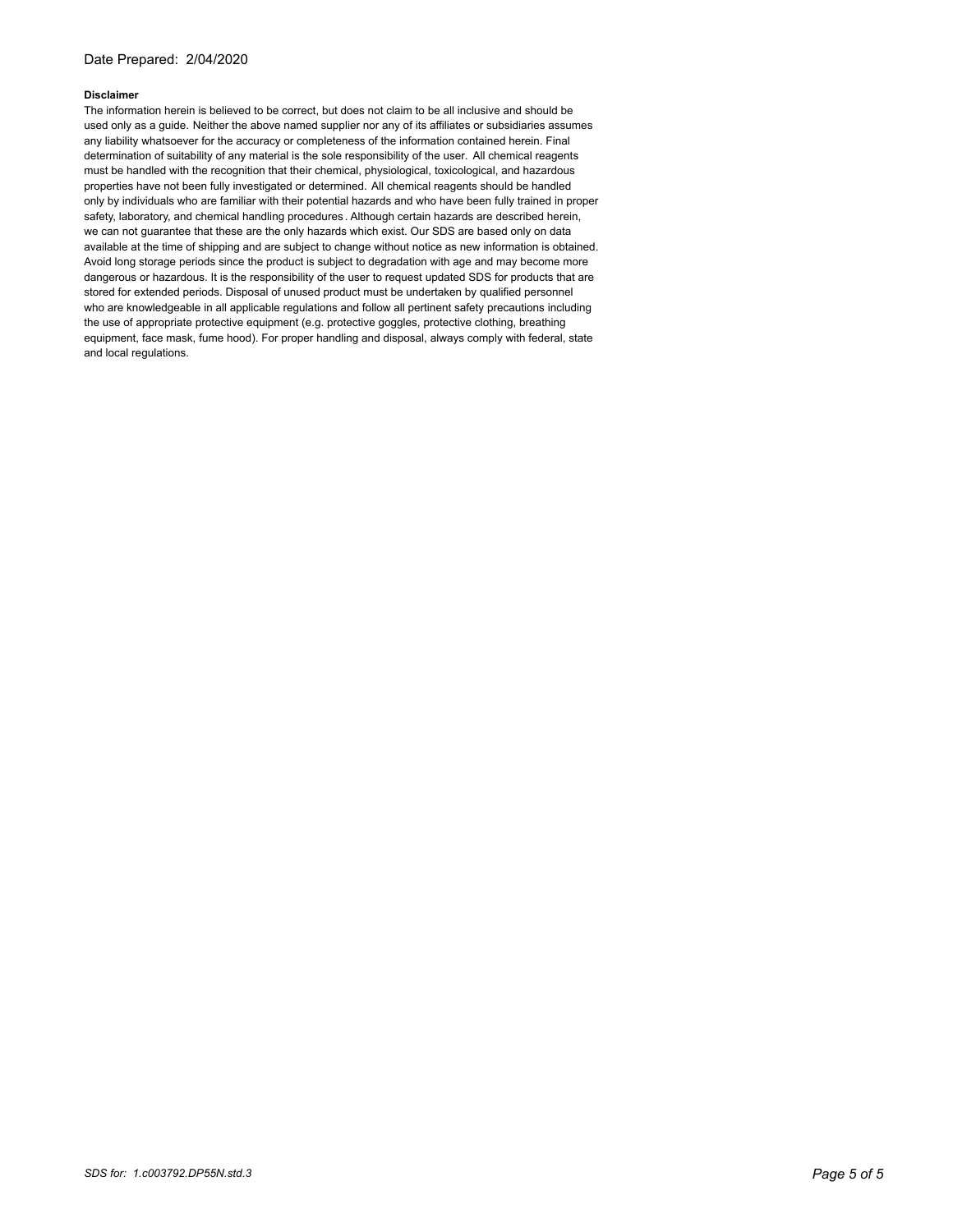Date Prepared: 2/04/2020

**Disclaimer**

The information herein is believed to be correct, but does not claim to be all inclusive and should be used only as a guide. Neither the above named supplier nor any of its affiliates or subsidiaries assumes any liability whatsoever for the accuracy or completeness of the information contained herein. Final determination of suitability of any material is the sole responsibility of the user. All chemical reagents must be handled with the recognition that their chemical, physiological, toxicological, and hazardous properties have not been fully investigated or determined. All chemical reagents should be handled only by individuals who are familiar with their potential hazards and who have been fully trained in proper safety, laboratory, and chemical handling procedures. Although certain hazards are described herein, we can not guarantee that these are the only hazards which exist. Our SDS are based only on data available at the time of shipping and are subject to change without notice as new information is obtained. Avoid long storage periods since the product is subject to degradation with age and may become more dangerous or hazardous. It is the responsibility of the user to request updated SDS for products that are stored for extended periods. Disposal of unused product must be undertaken by qualified personnel who are knowledgeable in all applicable regulations and follow all pertinent safety precautions including the use of appropriate protective equipment (e.g. protective goggles, protective clothing, breathing equipment, face mask, fume hood). For proper handling and disposal, always comply with federal, state and local regulations.